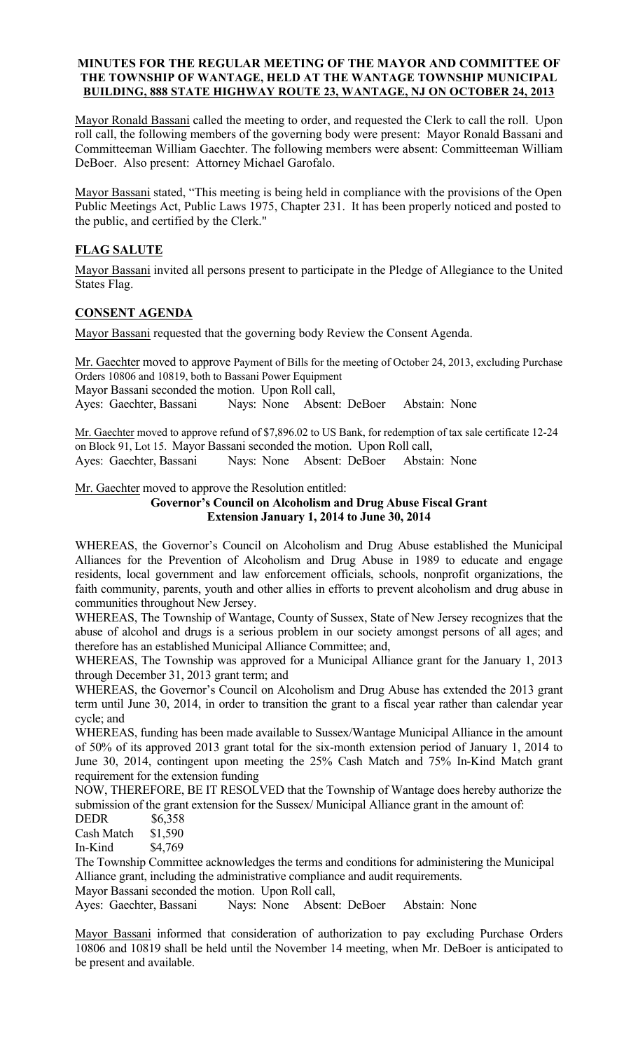**MINUTES FOR THE REGULAR MEETING OF THE MAYOR AND COMMITTEE OF THE TOWNSHIP OF WANTAGE, HELD AT THE WANTAGE TOWNSHIP MUNICIPAL BUILDING, 888 STATE HIGHWAY ROUTE 23, WANTAGE, NJ ON OCTOBER 24, 2013**

Mayor Ronald Bassani called the meeting to order, and requested the Clerk to call the roll. Upon roll call, the following members of the governing body were present: Mayor Ronald Bassani and Committeeman William Gaechter. The following members were absent: Committeeman William DeBoer. Also present: Attorney Michael Garofalo.

Mayor Bassani stated, "This meeting is being held in compliance with the provisions of the Open Public Meetings Act, Public Laws 1975, Chapter 231. It has been properly noticed and posted to the public, and certified by the Clerk."

## FLAG SALUTE

Mayor Bassani invited all persons present to participate in the Pledge of Allegiance to the United States Flag.

## CONSENT AGENDA

Mayor Bassani requested that the governing body Review the Consent Agenda.

Mr. Gaechter moved to approve Payment of Bills for the meeting of October 24, 2013, excluding Purchase Orders 10806 and 10819, both to Bassani Power Equipment
Mayor Bassani seconded the motion. Upon Roll call,
Ayes: Gaechter, Bassani Nays: None Absent: DeBoer Abstain: None

Mr. Gaechter moved to approve refund of $7,896.02 to US Bank, for redemption of tax sale certificate 12-24 on Block 91, Lot 15. Mayor Bassani seconded the motion. Upon Roll call,
Ayes: Gaechter, Bassani Nays: None Absent: DeBoer Abstain: None

Mr. Gaechter moved to approve the Resolution entitled:

**Governor's Council on Alcoholism and Drug Abuse Fiscal Grant Extension January 1, 2014 to June 30, 2014**

WHEREAS, the Governor's Council on Alcoholism and Drug Abuse established the Municipal Alliances for the Prevention of Alcoholism and Drug Abuse in 1989 to educate and engage residents, local government and law enforcement officials, schools, nonprofit organizations, the faith community, parents, youth and other allies in efforts to prevent alcoholism and drug abuse in communities throughout New Jersey.
WHEREAS, The Township of Wantage, County of Sussex, State of New Jersey recognizes that the abuse of alcohol and drugs is a serious problem in our society amongst persons of all ages; and therefore has an established Municipal Alliance Committee; and,
WHEREAS, The Township was approved for a Municipal Alliance grant for the January 1, 2013 through December 31, 2013 grant term; and
WHEREAS, the Governor's Council on Alcoholism and Drug Abuse has extended the 2013 grant term until June 30, 2014, in order to transition the grant to a fiscal year rather than calendar year cycle; and
WHEREAS, funding has been made available to Sussex/Wantage Municipal Alliance in the amount of 50% of its approved 2013 grant total for the six-month extension period of January 1, 2014 to June 30, 2014, contingent upon meeting the 25% Cash Match and 75% In-Kind Match grant requirement for the extension funding
NOW, THEREFORE, BE IT RESOLVED that the Township of Wantage does hereby authorize the submission of the grant extension for the Sussex/ Municipal Alliance grant in the amount of:

DEDR $6,358
Cash Match $1,590
In-Kind $4,769

The Township Committee acknowledges the terms and conditions for administering the Municipal Alliance grant, including the administrative compliance and audit requirements.
Mayor Bassani seconded the motion. Upon Roll call,
Ayes: Gaechter, Bassani Nays: None Absent: DeBoer Abstain: None

Mayor Bassani informed that consideration of authorization to pay excluding Purchase Orders 10806 and 10819 shall be held until the November 14 meeting, when Mr. DeBoer is anticipated to be present and available.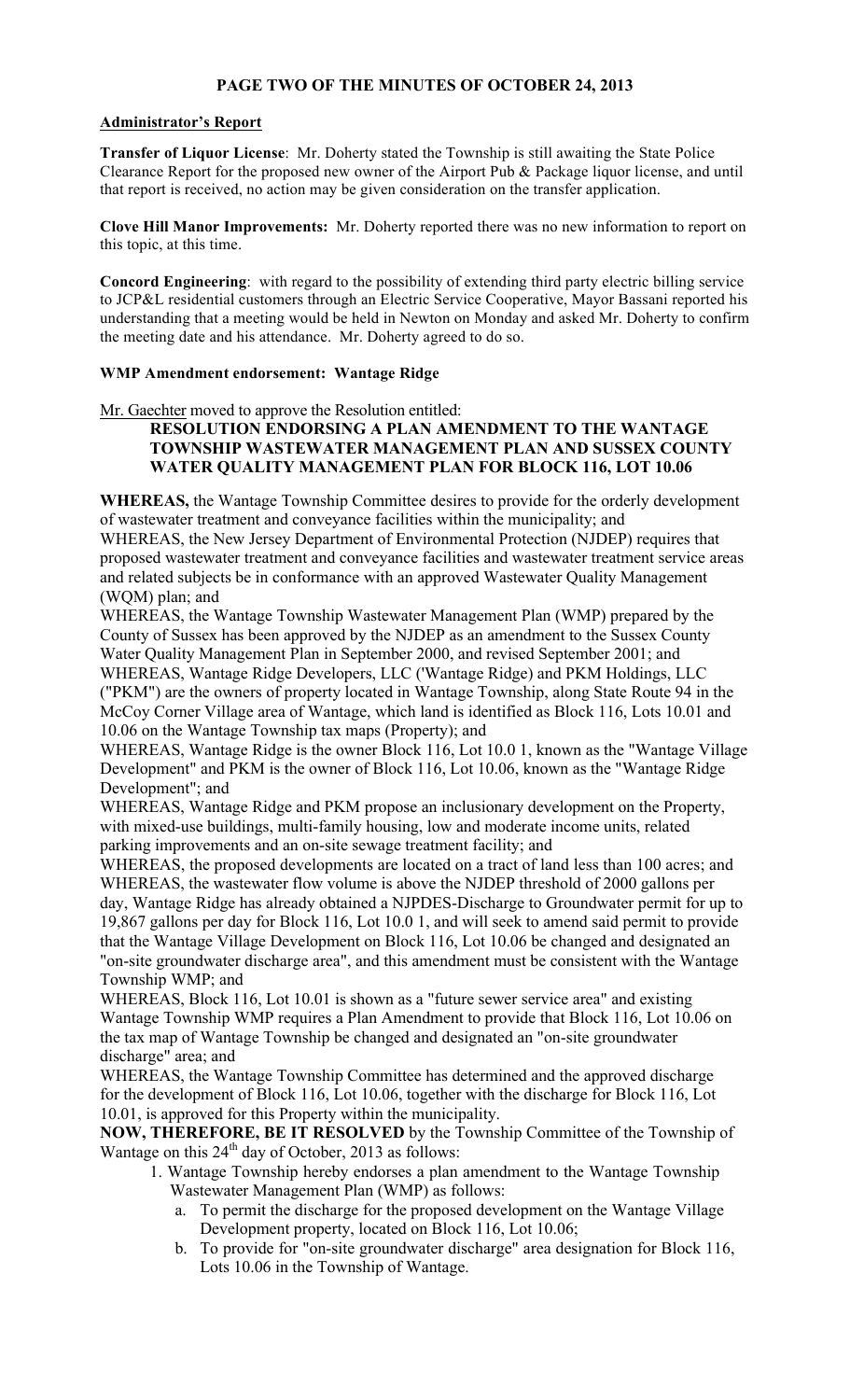**PAGE TWO OF THE MINUTES OF OCTOBER 24, 2013**

**Administrator's Report**

**Transfer of Liquor License**: Mr. Doherty stated the Township is still awaiting the State Police Clearance Report for the proposed new owner of the Airport Pub & Package liquor license, and until that report is received, no action may be given consideration on the transfer application.

**Clove Hill Manor Improvements:** Mr. Doherty reported there was no new information to report on this topic, at this time.

**Concord Engineering**: with regard to the possibility of extending third party electric billing service to JCP&L residential customers through an Electric Service Cooperative, Mayor Bassani reported his understanding that a meeting would be held in Newton on Monday and asked Mr. Doherty to confirm the meeting date and his attendance. Mr. Doherty agreed to do so.

**WMP Amendment endorsement: Wantage Ridge**

Mr. Gaechter moved to approve the Resolution entitled:

**RESOLUTION ENDORSING A PLAN AMENDMENT TO THE WANTAGE TOWNSHIP WASTEWATER MANAGEMENT PLAN AND SUSSEX COUNTY WATER QUALITY MANAGEMENT PLAN FOR BLOCK 116, LOT 10.06**

**WHEREAS,** the Wantage Township Committee desires to provide for the orderly development of wastewater treatment and conveyance facilities within the municipality; and

WHEREAS, the New Jersey Department of Environmental Protection (NJDEP) requires that proposed wastewater treatment and conveyance facilities and wastewater treatment service areas and related subjects be in conformance with an approved Wastewater Quality Management (WQM) plan; and

WHEREAS, the Wantage Township Wastewater Management Plan (WMP) prepared by the County of Sussex has been approved by the NJDEP as an amendment to the Sussex County Water Quality Management Plan in September 2000, and revised September 2001; and

WHEREAS, Wantage Ridge Developers, LLC ('Wantage Ridge) and PKM Holdings, LLC ("PKM") are the owners of property located in Wantage Township, along State Route 94 in the McCoy Corner Village area of Wantage, which land is identified as Block 116, Lots 10.01 and 10.06 on the Wantage Township tax maps (Property); and

WHEREAS, Wantage Ridge is the owner Block 116, Lot 10.0 1, known as the "Wantage Village Development" and PKM is the owner of Block 116, Lot 10.06, known as the "Wantage Ridge Development"; and

WHEREAS, Wantage Ridge and PKM propose an inclusionary development on the Property, with mixed-use buildings, multi-family housing, low and moderate income units, related parking improvements and an on-site sewage treatment facility; and

WHEREAS, the proposed developments are located on a tract of land less than 100 acres; and

WHEREAS, the wastewater flow volume is above the NJDEP threshold of 2000 gallons per day, Wantage Ridge has already obtained a NJPDES-Discharge to Groundwater permit for up to 19,867 gallons per day for Block 116, Lot 10.0 1, and will seek to amend said permit to provide that the Wantage Village Development on Block 116, Lot 10.06 be changed and designated an "on-site groundwater discharge area", and this amendment must be consistent with the Wantage Township WMP; and

WHEREAS, Block 116, Lot 10.01 is shown as a "future sewer service area" and existing Wantage Township WMP requires a Plan Amendment to provide that Block 116, Lot 10.06 on the tax map of Wantage Township be changed and designated an "on-site groundwater discharge" area; and

WHEREAS, the Wantage Township Committee has determined and the approved discharge for the development of Block 116, Lot 10.06, together with the discharge for Block 116, Lot 10.01, is approved for this Property within the municipality.

**NOW, THEREFORE, BE IT RESOLVED** by the Township Committee of the Township of Wantage on this 24th day of October, 2013 as follows:

1. Wantage Township hereby endorses a plan amendment to the Wantage Township Wastewater Management Plan (WMP) as follows:
   a. To permit the discharge for the proposed development on the Wantage Village Development property, located on Block 116, Lot 10.06;
   b. To provide for "on-site groundwater discharge" area designation for Block 116, Lots 10.06 in the Township of Wantage.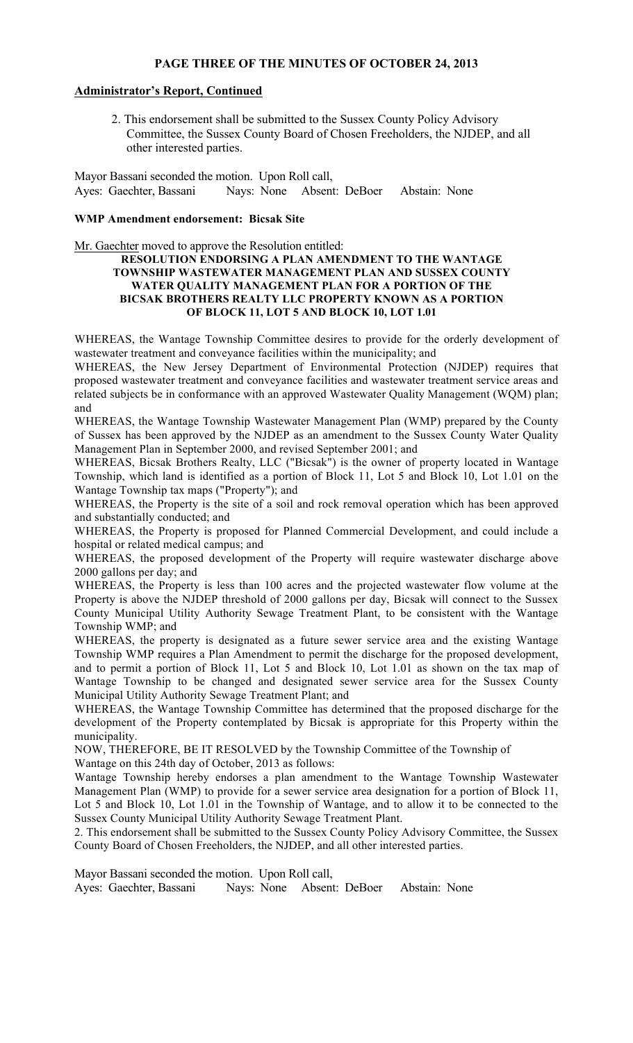**PAGE THREE OF THE MINUTES OF OCTOBER 24, 2013**

**Administrator's Report, Continued**

2. This endorsement shall be submitted to the Sussex County Policy Advisory Committee, the Sussex County Board of Chosen Freeholders, the NJDEP, and all other interested parties.

Mayor Bassani seconded the motion. Upon Roll call,
Ayes: Gaechter, Bassani  Nays: None  Absent: DeBoer  Abstain: None

**WMP Amendment endorsement: Bicsak Site**

Mr. Gaechter moved to approve the Resolution entitled:

**RESOLUTION ENDORSING A PLAN AMENDMENT TO THE WANTAGE TOWNSHIP WASTEWATER MANAGEMENT PLAN AND SUSSEX COUNTY WATER QUALITY MANAGEMENT PLAN FOR A PORTION OF THE BICSAK BROTHERS REALTY LLC PROPERTY KNOWN AS A PORTION OF BLOCK 11, LOT 5 AND BLOCK 10, LOT 1.01**

WHEREAS, the Wantage Township Committee desires to provide for the orderly development of wastewater treatment and conveyance facilities within the municipality; and

WHEREAS, the New Jersey Department of Environmental Protection (NJDEP) requires that proposed wastewater treatment and conveyance facilities and wastewater treatment service areas and related subjects be in conformance with an approved Wastewater Quality Management (WQM) plan; and

WHEREAS, the Wantage Township Wastewater Management Plan (WMP) prepared by the County of Sussex has been approved by the NJDEP as an amendment to the Sussex County Water Quality Management Plan in September 2000, and revised September 2001; and

WHEREAS, Bicsak Brothers Realty, LLC ("Bicsak") is the owner of property located in Wantage Township, which land is identified as a portion of Block 11, Lot 5 and Block 10, Lot 1.01 on the Wantage Township tax maps ("Property"); and

WHEREAS, the Property is the site of a soil and rock removal operation which has been approved and substantially conducted; and

WHEREAS, the Property is proposed for Planned Commercial Development, and could include a hospital or related medical campus; and

WHEREAS, the proposed development of the Property will require wastewater discharge above 2000 gallons per day; and

WHEREAS, the Property is less than 100 acres and the projected wastewater flow volume at the Property is above the NJDEP threshold of 2000 gallons per day, Bicsak will connect to the Sussex County Municipal Utility Authority Sewage Treatment Plant, to be consistent with the Wantage Township WMP; and

WHEREAS, the property is designated as a future sewer service area and the existing Wantage Township WMP requires a Plan Amendment to permit the discharge for the proposed development, and to permit a portion of Block 11, Lot 5 and Block 10, Lot 1.01 as shown on the tax map of Wantage Township to be changed and designated sewer service area for the Sussex County Municipal Utility Authority Sewage Treatment Plant; and

WHEREAS, the Wantage Township Committee has determined that the proposed discharge for the development of the Property contemplated by Bicsak is appropriate for this Property within the municipality.

NOW, THEREFORE, BE IT RESOLVED by the Township Committee of the Township of Wantage on this 24th day of October, 2013 as follows:

Wantage Township hereby endorses a plan amendment to the Wantage Township Wastewater Management Plan (WMP) to provide for a sewer service area designation for a portion of Block 11, Lot 5 and Block 10, Lot 1.01 in the Township of Wantage, and to allow it to be connected to the Sussex County Municipal Utility Authority Sewage Treatment Plant.

2. This endorsement shall be submitted to the Sussex County Policy Advisory Committee, the Sussex County Board of Chosen Freeholders, the NJDEP, and all other interested parties.

Mayor Bassani seconded the motion. Upon Roll call,
Ayes: Gaechter, Bassani  Nays: None  Absent: DeBoer  Abstain: None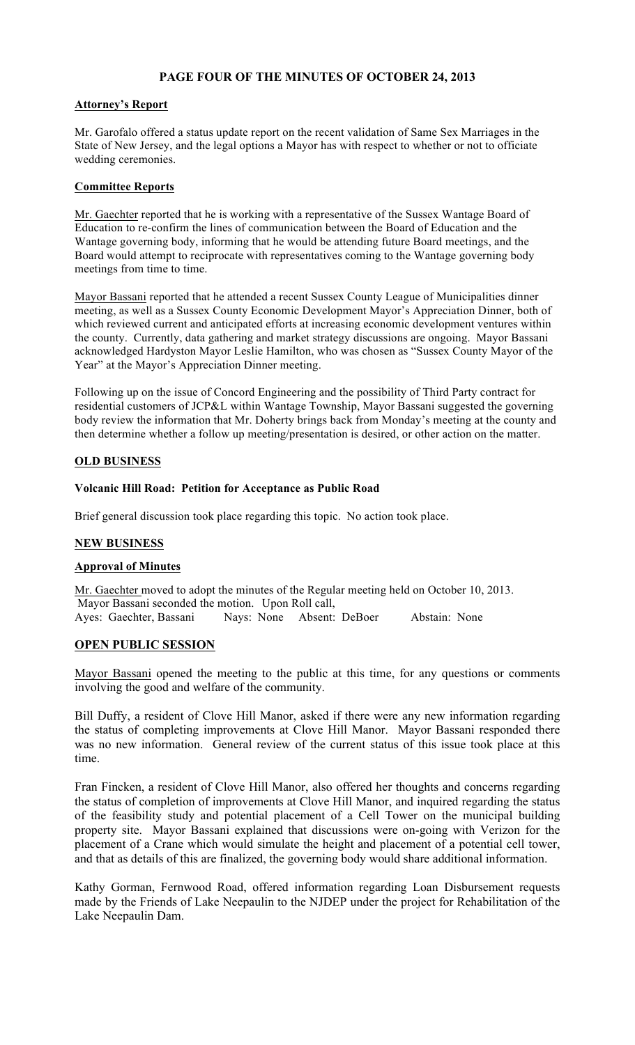# PAGE FOUR OF THE MINUTES OF OCTOBER 24, 2013

## Attorney's Report

Mr. Garofalo offered a status update report on the recent validation of Same Sex Marriages in the State of New Jersey, and the legal options a Mayor has with respect to whether or not to officiate wedding ceremonies.

## Committee Reports

Mr. Gaechter reported that he is working with a representative of the Sussex Wantage Board of Education to re-confirm the lines of communication between the Board of Education and the Wantage governing body, informing that he would be attending future Board meetings, and the Board would attempt to reciprocate with representatives coming to the Wantage governing body meetings from time to time.

Mayor Bassani reported that he attended a recent Sussex County League of Municipalities dinner meeting, as well as a Sussex County Economic Development Mayor's Appreciation Dinner, both of which reviewed current and anticipated efforts at increasing economic development ventures within the county. Currently, data gathering and market strategy discussions are ongoing. Mayor Bassani acknowledged Hardyston Mayor Leslie Hamilton, who was chosen as "Sussex County Mayor of the Year" at the Mayor's Appreciation Dinner meeting.

Following up on the issue of Concord Engineering and the possibility of Third Party contract for residential customers of JCP&L within Wantage Township, Mayor Bassani suggested the governing body review the information that Mr. Doherty brings back from Monday's meeting at the county and then determine whether a follow up meeting/presentation is desired, or other action on the matter.

## OLD BUSINESS

### Volcanic Hill Road: Petition for Acceptance as Public Road

Brief general discussion took place regarding this topic. No action took place.

## NEW BUSINESS

### Approval of Minutes

Mr. Gaechter moved to adopt the minutes of the Regular meeting held on October 10, 2013. Mayor Bassani seconded the motion. Upon Roll call,
Ayes: Gaechter, Bassani Nays: None Absent: DeBoer Abstain: None

## OPEN PUBLIC SESSION

Mayor Bassani opened the meeting to the public at this time, for any questions or comments involving the good and welfare of the community.

Bill Duffy, a resident of Clove Hill Manor, asked if there were any new information regarding the status of completing improvements at Clove Hill Manor. Mayor Bassani responded there was no new information. General review of the current status of this issue took place at this time.

Fran Fincken, a resident of Clove Hill Manor, also offered her thoughts and concerns regarding the status of completion of improvements at Clove Hill Manor, and inquired regarding the status of the feasibility study and potential placement of a Cell Tower on the municipal building property site. Mayor Bassani explained that discussions were on-going with Verizon for the placement of a Crane which would simulate the height and placement of a potential cell tower, and that as details of this are finalized, the governing body would share additional information.

Kathy Gorman, Fernwood Road, offered information regarding Loan Disbursement requests made by the Friends of Lake Neepaulin to the NJDEP under the project for Rehabilitation of the Lake Neepaulin Dam.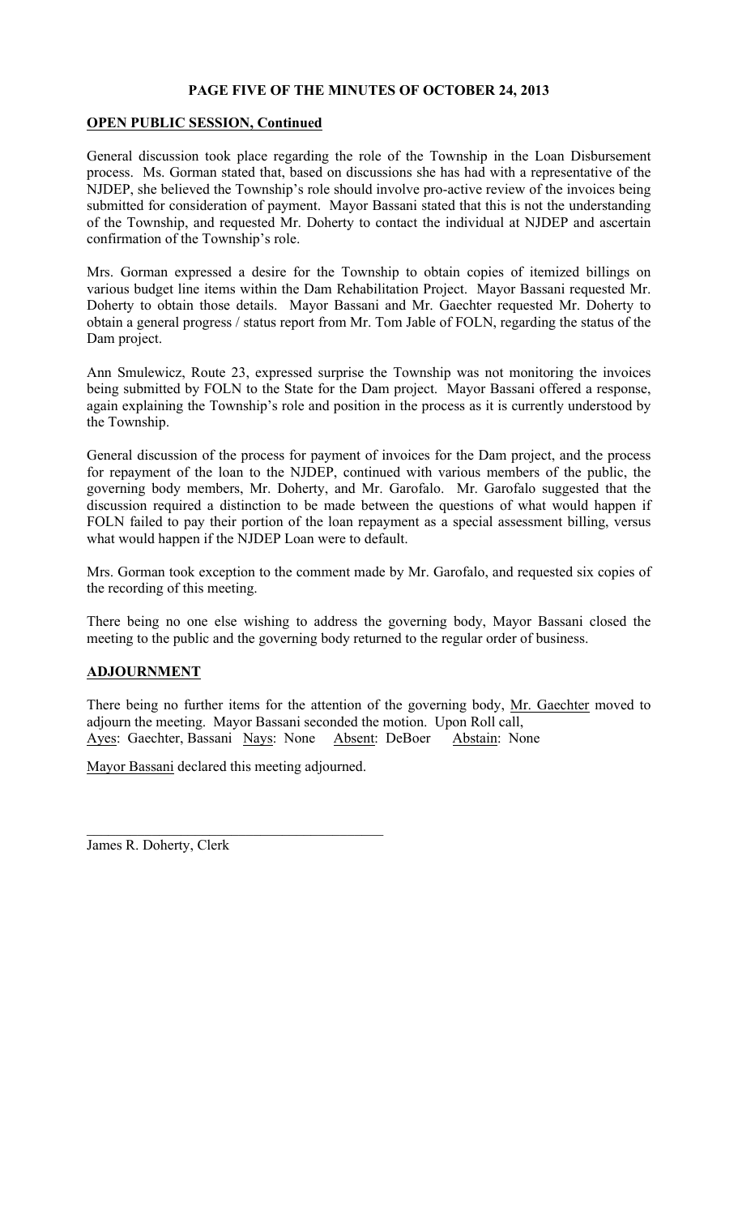**PAGE FIVE OF THE MINUTES OF OCTOBER 24, 2013**

**OPEN PUBLIC SESSION, Continued**

General discussion took place regarding the role of the Township in the Loan Disbursement process. Ms. Gorman stated that, based on discussions she has had with a representative of the NJDEP, she believed the Township's role should involve pro-active review of the invoices being submitted for consideration of payment. Mayor Bassani stated that this is not the understanding of the Township, and requested Mr. Doherty to contact the individual at NJDEP and ascertain confirmation of the Township's role.

Mrs. Gorman expressed a desire for the Township to obtain copies of itemized billings on various budget line items within the Dam Rehabilitation Project. Mayor Bassani requested Mr. Doherty to obtain those details. Mayor Bassani and Mr. Gaechter requested Mr. Doherty to obtain a general progress / status report from Mr. Tom Jable of FOLN, regarding the status of the Dam project.

Ann Smulewicz, Route 23, expressed surprise the Township was not monitoring the invoices being submitted by FOLN to the State for the Dam project. Mayor Bassani offered a response, again explaining the Township's role and position in the process as it is currently understood by the Township.

General discussion of the process for payment of invoices for the Dam project, and the process for repayment of the loan to the NJDEP, continued with various members of the public, the governing body members, Mr. Doherty, and Mr. Garofalo. Mr. Garofalo suggested that the discussion required a distinction to be made between the questions of what would happen if FOLN failed to pay their portion of the loan repayment as a special assessment billing, versus what would happen if the NJDEP Loan were to default.

Mrs. Gorman took exception to the comment made by Mr. Garofalo, and requested six copies of the recording of this meeting.

There being no one else wishing to address the governing body, Mayor Bassani closed the meeting to the public and the governing body returned to the regular order of business.

**ADJOURNMENT**

There being no further items for the attention of the governing body, Mr. Gaechter moved to adjourn the meeting. Mayor Bassani seconded the motion. Upon Roll call,
Ayes: Gaechter, Bassani Nays: None Absent: DeBoer Abstain: None

Mayor Bassani declared this meeting adjourned.

\_\_\_\_\_\_\_\_\_\_\_\_\_\_\_\_\_\_\_\_\_\_\_\_\_\_\_\_\_\_\_\_\_\_\_\_\_\_\_\_\_\_

James R. Doherty, Clerk